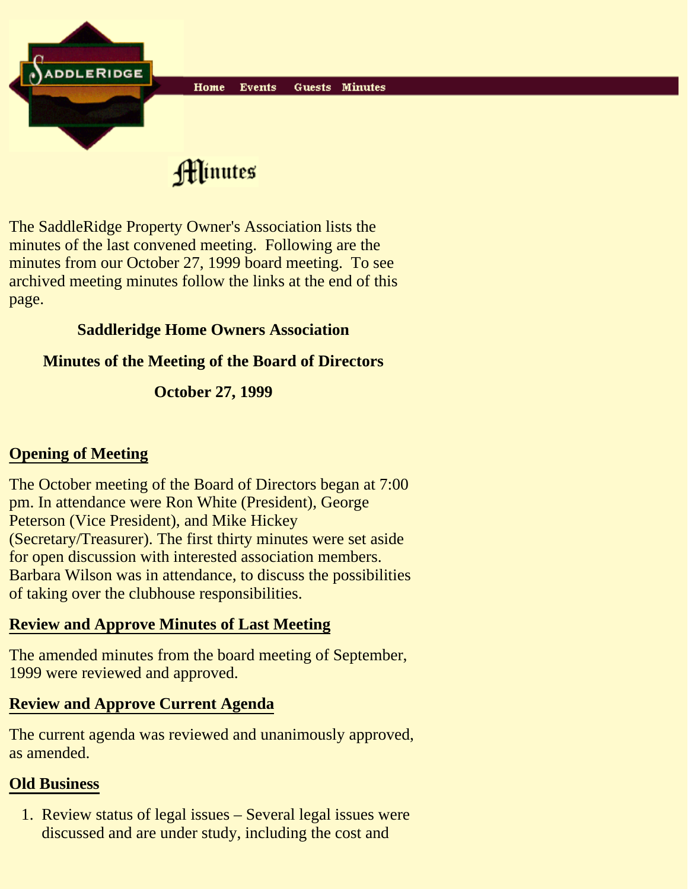Home Events Guests Minutes

# Minutes

The SaddleRidge Property Owner's Association lists the minutes of the last convened meeting. Following are the minutes from our October 27, 1999 board meeting. To see archived meeting minutes follow the links at the end of this page.

**Saddleridge Home Owners Association**

**Minutes of the Meeting of the Board of Directors**

**October 27, 1999**

## Opening of Meeting

The October meeting of the Board of Directors began at 7:00 pm. In attendance were Ron White (President), George Peterson (Vice President), and Mike Hickey (Secretary/Treasurer). The first thirty minutes were set aside for open discussion with interested association members. Barbara Wilson was in attendance, to discuss the possibilities of taking over the clubhouse responsibilities.

## Review and Approve Minutes of Last Meeting

The amended minutes from the board meeting of September, 1999 were reviewed and approved.

## Review and Approve Current Agenda

The current agenda was reviewed and unanimously approved, as amended.

## Old Business

1. Review status of legal issues – Several legal issues were discussed and are under study, including the cost and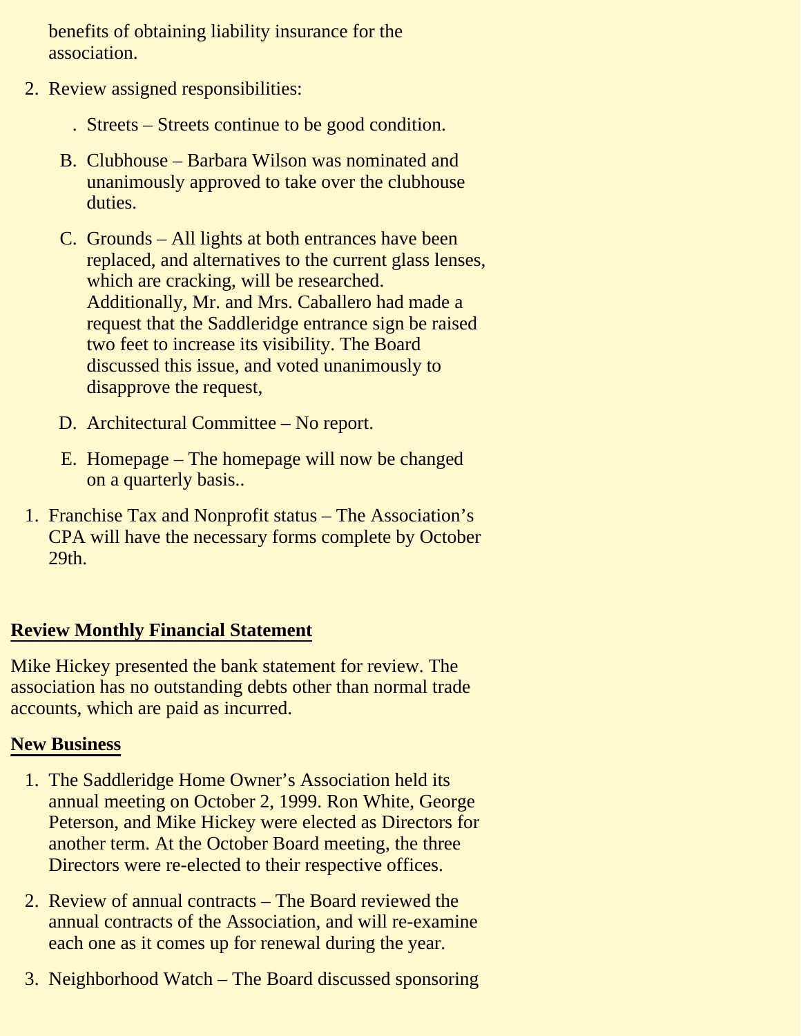benefits of obtaining liability insurance for the association.

2. Review assigned responsibilities:

   . Streets – Streets continue to be good condition.

   B. Clubhouse – Barbara Wilson was nominated and unanimously approved to take over the clubhouse duties.

   C. Grounds – All lights at both entrances have been replaced, and alternatives to the current glass lenses, which are cracking, will be researched. Additionally, Mr. and Mrs. Caballero had made a request that the Saddleridge entrance sign be raised two feet to increase its visibility. The Board discussed this issue, and voted unanimously to disapprove the request,

   D. Architectural Committee – No report.

   E. Homepage – The homepage will now be changed on a quarterly basis..

1. Franchise Tax and Nonprofit status – The Association's CPA will have the necessary forms complete by October 29th.

**Review Monthly Financial Statement**

Mike Hickey presented the bank statement for review. The association has no outstanding debts other than normal trade accounts, which are paid as incurred.

**New Business**

1. The Saddleridge Home Owner's Association held its annual meeting on October 2, 1999. Ron White, George Peterson, and Mike Hickey were elected as Directors for another term. At the October Board meeting, the three Directors were re-elected to their respective offices.

2. Review of annual contracts – The Board reviewed the annual contracts of the Association, and will re-examine each one as it comes up for renewal during the year.

3. Neighborhood Watch – The Board discussed sponsoring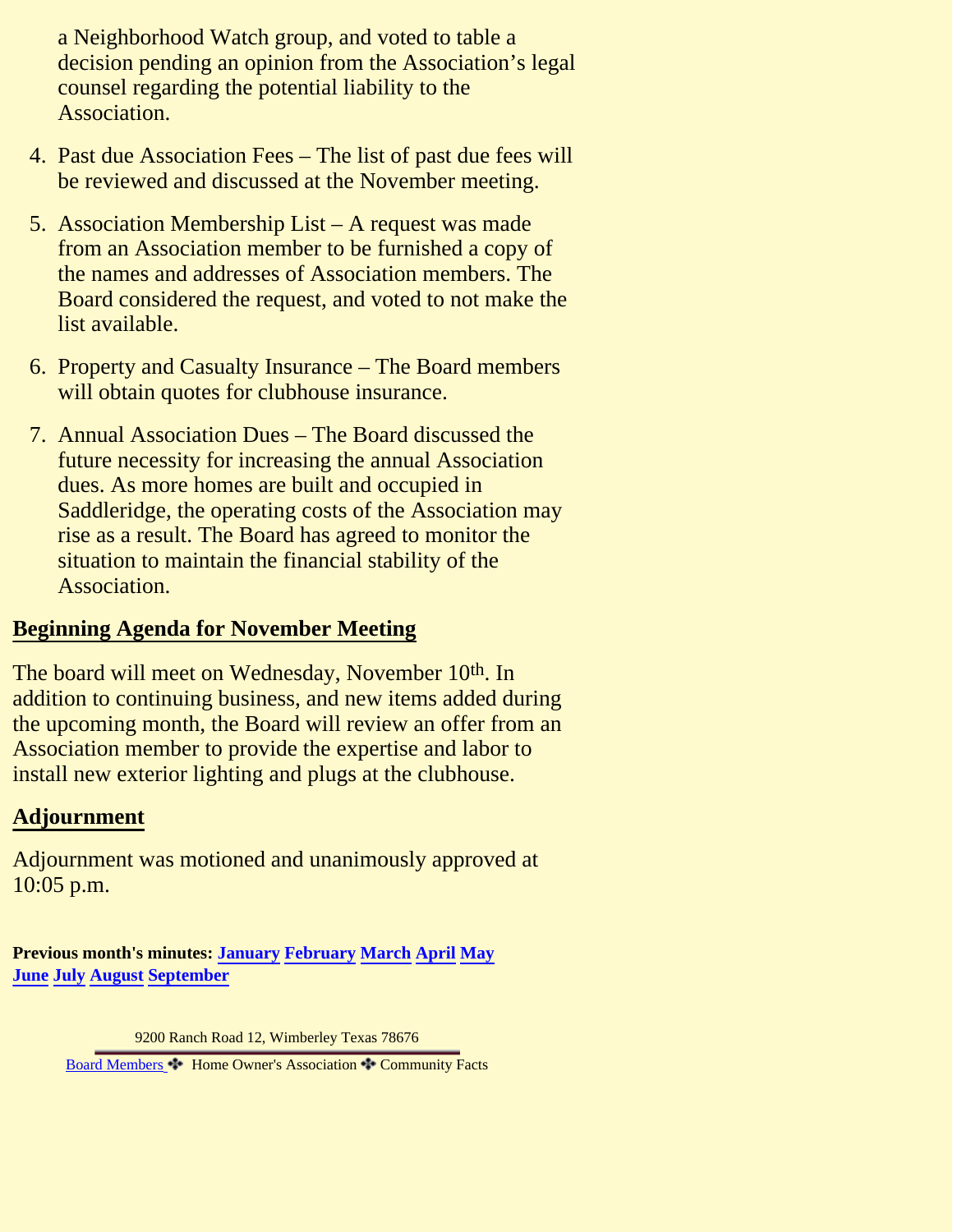a Neighborhood Watch group, and voted to table a decision pending an opinion from the Association's legal counsel regarding the potential liability to the Association.

4. Past due Association Fees – The list of past due fees will be reviewed and discussed at the November meeting.

5. Association Membership List – A request was made from an Association member to be furnished a copy of the names and addresses of Association members. The Board considered the request, and voted to not make the list available.

6. Property and Casualty Insurance – The Board members will obtain quotes for clubhouse insurance.

7. Annual Association Dues – The Board discussed the future necessity for increasing the annual Association dues. As more homes are built and occupied in Saddleridge, the operating costs of the Association may rise as a result. The Board has agreed to monitor the situation to maintain the financial stability of the Association.

## Beginning Agenda for November Meeting

The board will meet on Wednesday, November 10th. In addition to continuing business, and new items added during the upcoming month, the Board will review an offer from an Association member to provide the expertise and labor to install new exterior lighting and plugs at the clubhouse.

## Adjournment

Adjournment was motioned and unanimously approved at 10:05 p.m.

**Previous month's minutes: January February March April May June July August September**

9200 Ranch Road 12, Wimberley Texas 78676

Board Members ✤ Home Owner's Association ✤ Community Facts